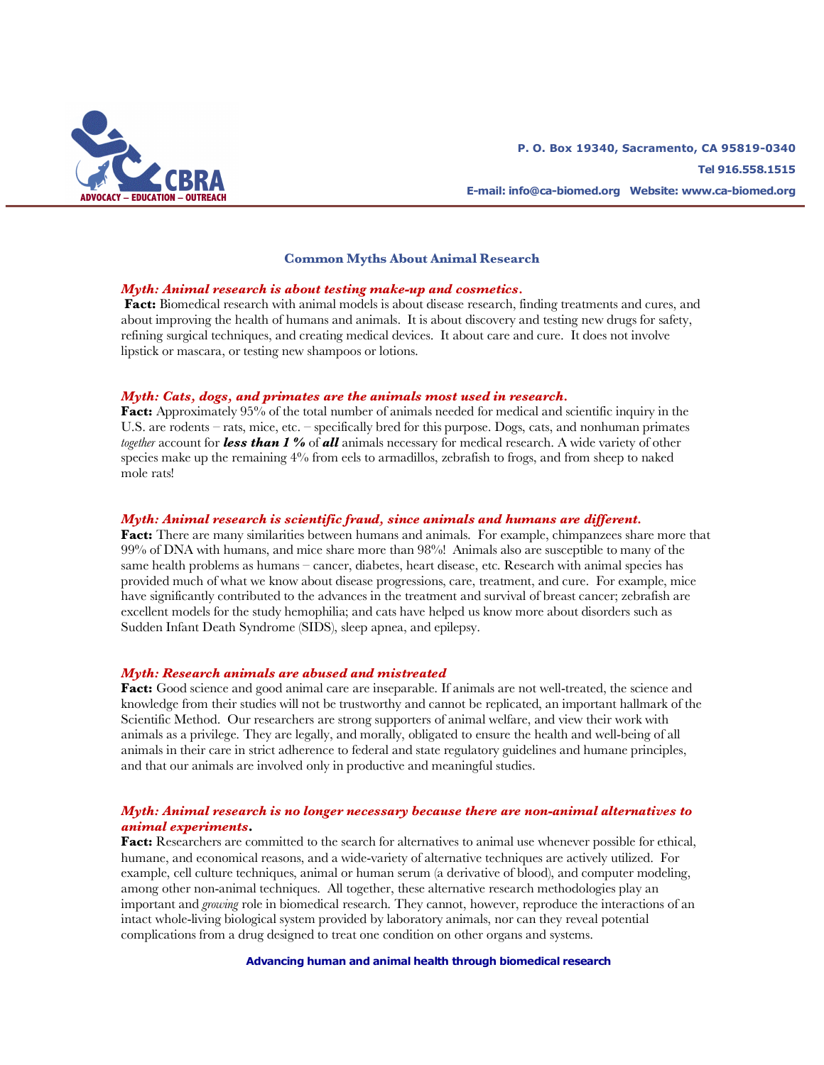CBRA
ADVOCACY – EDUCATION – OUTREACH

P. O. Box 19340, Sacramento, CA 95819-0340
Tel 916.558.1515
E-mail: info@ca-biomed.org Website: www.ca-biomed.org

## Common Myths About Animal Research

***Myth: Animal research is about testing make-up and cosmetics.***
**Fact:** Biomedical research with animal models is about disease research, finding treatments and cures, and about improving the health of humans and animals. It is about discovery and testing new drugs for safety, refining surgical techniques, and creating medical devices. It about care and cure. It does not involve lipstick or mascara, or testing new shampoos or lotions.

***Myth: Cats, dogs, and primates are the animals most used in research.***
**Fact:** Approximately 95% of the total number of animals needed for medical and scientific inquiry in the U.S. are rodents – rats, mice, etc. – specifically bred for this purpose. Dogs, cats, and nonhuman primates *together* account for ***less than 1 %*** of ***all*** animals necessary for medical research. A wide variety of other species make up the remaining 4% from eels to armadillos, zebrafish to frogs, and from sheep to naked mole rats!

***Myth: Animal research is scientific fraud, since animals and humans are different.***
**Fact:** There are many similarities between humans and animals. For example, chimpanzees share more that 99% of DNA with humans, and mice share more than 98%! Animals also are susceptible to many of the same health problems as humans – cancer, diabetes, heart disease, etc. Research with animal species has provided much of what we know about disease progressions, care, treatment, and cure. For example, mice have significantly contributed to the advances in the treatment and survival of breast cancer; zebrafish are excellent models for the study hemophilia; and cats have helped us know more about disorders such as Sudden Infant Death Syndrome (SIDS), sleep apnea, and epilepsy.

***Myth: Research animals are abused and mistreated***
**Fact:** Good science and good animal care are inseparable. If animals are not well-treated, the science and knowledge from their studies will not be trustworthy and cannot be replicated, an important hallmark of the Scientific Method. Our researchers are strong supporters of animal welfare, and view their work with animals as a privilege. They are legally, and morally, obligated to ensure the health and well-being of all animals in their care in strict adherence to federal and state regulatory guidelines and humane principles, and that our animals are involved only in productive and meaningful studies.

***Myth: Animal research is no longer necessary because there are non-animal alternatives to animal experiments.***
**Fact:** Researchers are committed to the search for alternatives to animal use whenever possible for ethical, humane, and economical reasons, and a wide-variety of alternative techniques are actively utilized. For example, cell culture techniques, animal or human serum (a derivative of blood), and computer modeling, among other non-animal techniques. All together, these alternative research methodologies play an important and *growing* role in biomedical research. They cannot, however, reproduce the interactions of an intact whole-living biological system provided by laboratory animals, nor can they reveal potential complications from a drug designed to treat one condition on other organs and systems.

**Advancing human and animal health through biomedical research**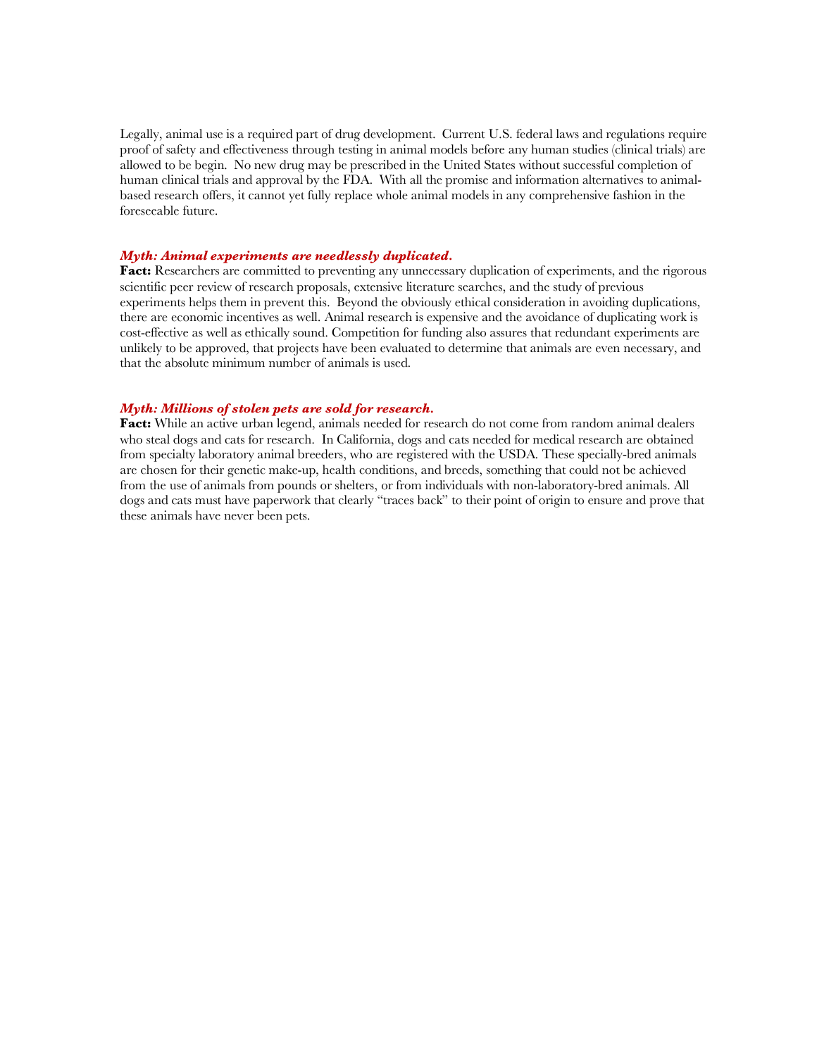Legally, animal use is a required part of drug development. Current U.S. federal laws and regulations require proof of safety and effectiveness through testing in animal models before any human studies (clinical trials) are allowed to be begin. No new drug may be prescribed in the United States without successful completion of human clinical trials and approval by the FDA. With all the promise and information alternatives to animal-based research offers, it cannot yet fully replace whole animal models in any comprehensive fashion in the foreseeable future.

***Myth: Animal experiments are needlessly duplicated.***
**Fact:** Researchers are committed to preventing any unnecessary duplication of experiments, and the rigorous scientific peer review of research proposals, extensive literature searches, and the study of previous experiments helps them in prevent this. Beyond the obviously ethical consideration in avoiding duplications, there are economic incentives as well. Animal research is expensive and the avoidance of duplicating work is cost-effective as well as ethically sound. Competition for funding also assures that redundant experiments are unlikely to be approved, that projects have been evaluated to determine that animals are even necessary, and that the absolute minimum number of animals is used.

***Myth: Millions of stolen pets are sold for research.***
**Fact:** While an active urban legend, animals needed for research do not come from random animal dealers who steal dogs and cats for research. In California, dogs and cats needed for medical research are obtained from specialty laboratory animal breeders, who are registered with the USDA. These specially-bred animals are chosen for their genetic make-up, health conditions, and breeds, something that could not be achieved from the use of animals from pounds or shelters, or from individuals with non-laboratory-bred animals. All dogs and cats must have paperwork that clearly "traces back" to their point of origin to ensure and prove that these animals have never been pets.